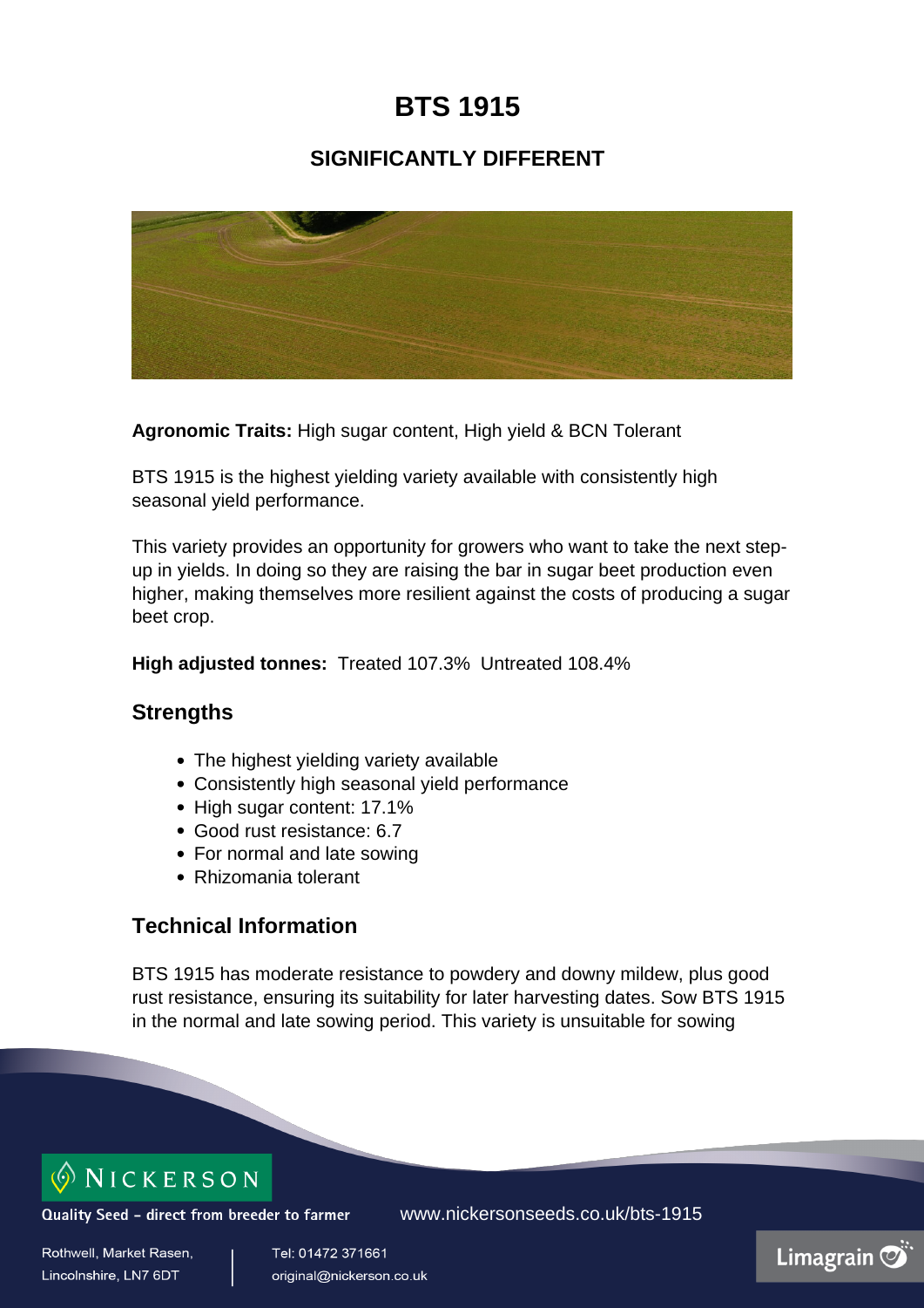# BTS 1915

## SIGNIFICANTLY DIFFERENT

**Agronomic Traits:** High sugar content, High yield & BCN Tolerant

BTS 1915 is the highest yielding variety available with consistently high seasonal yield performance.

This variety provides an opportunity for growers who want to take the next step-up in yields. In doing so they are raising the bar in sugar beet production even higher, making themselves more resilient against the costs of producing a sugar beet crop.

**High adjusted tonnes:** Treated 107.3% Untreated 108.4%

### Strengths

- The highest yielding variety available
- Consistently high seasonal yield performance
- High sugar content: 17.1%
- Good rust resistance: 6.7
- For normal and late sowing
- Rhizomania tolerant

### Technical Information

BTS 1915 has moderate resistance to powdery and downy mildew, plus good rust resistance, ensuring its suitability for later harvesting dates. Sow BTS 1915 in the normal and late sowing period. This variety is unsuitable for sowing

NICKERSON

Quality Seed - direct from breeder to farmer

www.nickersonseeds.co.uk/bts-1915

Rothwell, Market Rasen,
Lincolnshire, LN7 6DT

Tel: 01472 371661
original@nickerson.co.uk

Limagrain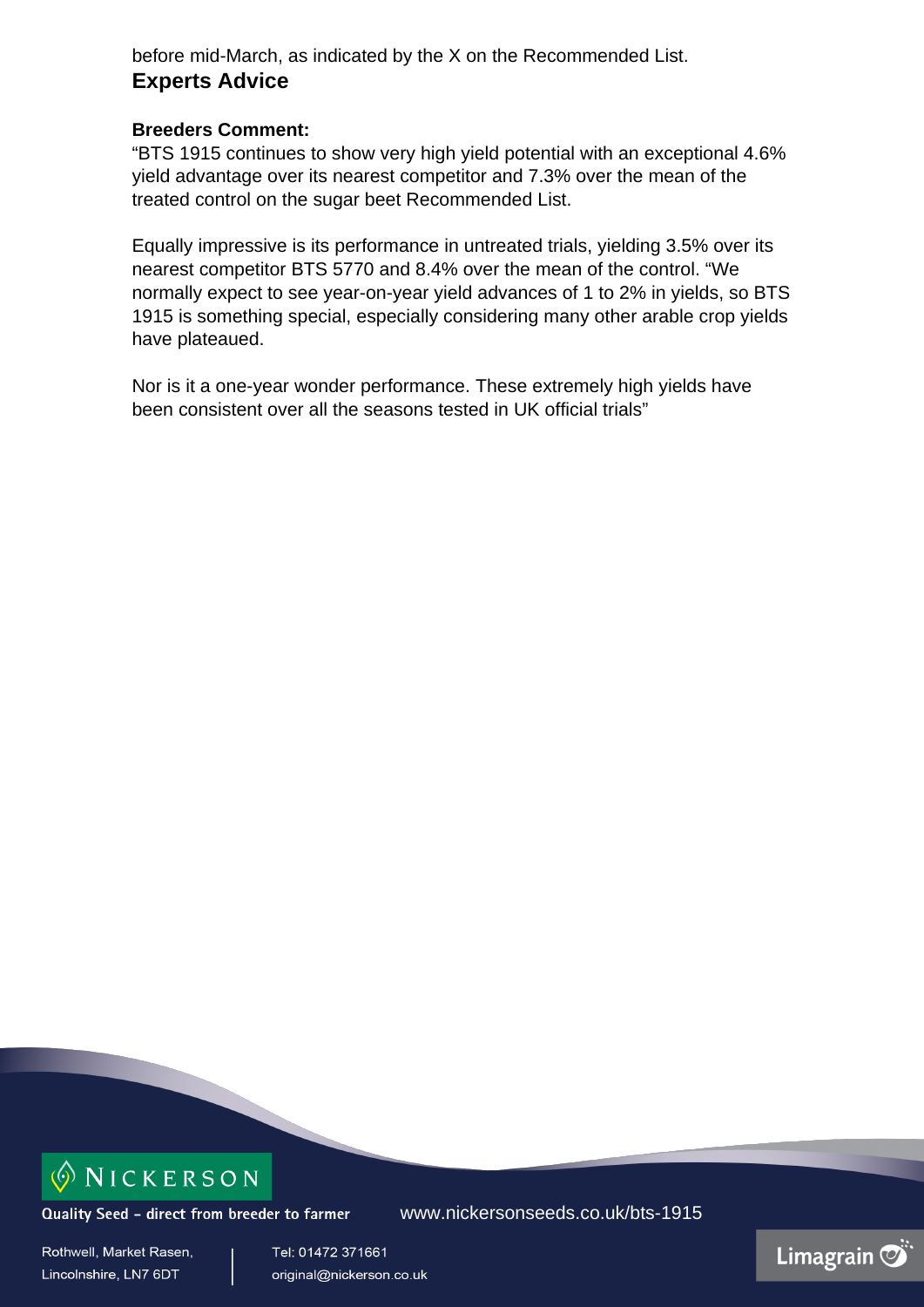before mid-March, as indicated by the X on the Recommended List.

## Experts Advice

**Breeders Comment:**

"BTS 1915 continues to show very high yield potential with an exceptional 4.6% yield advantage over its nearest competitor and 7.3% over the mean of the treated control on the sugar beet Recommended List.

Equally impressive is its performance in untreated trials, yielding 3.5% over its nearest competitor BTS 5770 and 8.4% over the mean of the control. "We normally expect to see year-on-year yield advances of 1 to 2% in yields, so BTS 1915 is something special, especially considering many other arable crop yields have plateaued.

Nor is it a one-year wonder performance. These extremely high yields have been consistent over all the seasons tested in UK official trials"

NICKERSON

Quality Seed - direct from breeder to farmer

www.nickersonseeds.co.uk/bts-1915

Rothwell, Market Rasen,
Lincolnshire, LN7 6DT

Tel: 01472 371661
original@nickerson.co.uk

Limagrain